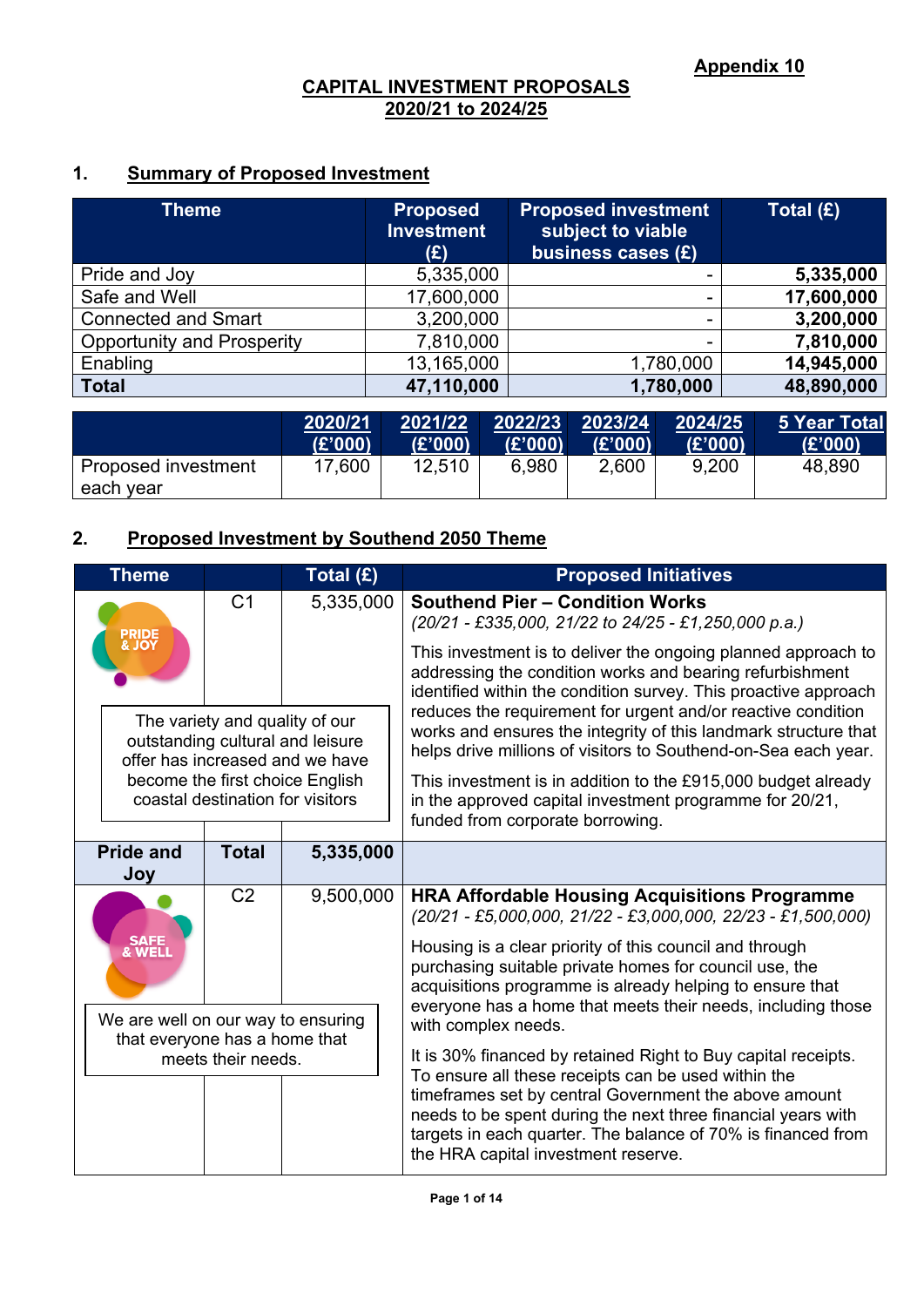**Appendix 10**

# CAPITAL INVESTMENT PROPOSALS 2020/21 to 2024/25

## 1. Summary of Proposed Investment

| Theme | Proposed Investment (£) | Proposed investment subject to viable business cases (£) | Total (£) |
|---|---|---|---|
| Pride and Joy | 5,335,000 | - | **5,335,000** |
| Safe and Well | 17,600,000 | - | **17,600,000** |
| Connected and Smart | 3,200,000 | - | **3,200,000** |
| Opportunity and Prosperity | 7,810,000 | - | **7,810,000** |
| Enabling | 13,165,000 | 1,780,000 | **14,945,000** |
| **Total** | **47,110,000** | **1,780,000** | **48,890,000** |

| | 2020/21 (£'000) | 2021/22 (£'000) | 2022/23 (£'000) | 2023/24 (£'000) | 2024/25 (£'000) | 5 Year Total (£'000) |
|---|---|---|---|---|---|---|
| Proposed investment each year | 17,600 | 12,510 | 6,980 | 2,600 | 9,200 | 48,890 |

## 2. Proposed Investment by Southend 2050 Theme

| Theme | | Total (£) | Proposed Initiatives |
|---|---|---|---|
| PRIDE & JOY<br>The variety and quality of our outstanding cultural and leisure offer has increased and we have become the first choice English coastal destination for visitors | C1 | 5,335,000 | **Southend Pier – Condition Works**<br>*(20/21 - £335,000, 21/22 to 24/25 - £1,250,000 p.a.)*<br>This investment is to deliver the ongoing planned approach to addressing the condition works and bearing refurbishment identified within the condition survey. This proactive approach reduces the requirement for urgent and/or reactive condition works and ensures the integrity of this landmark structure that helps drive millions of visitors to Southend-on-Sea each year.<br>This investment is in addition to the £915,000 budget already in the approved capital investment programme for 20/21, funded from corporate borrowing. |
| **Pride and Joy** | **Total** | **5,335,000** | |
| SAFE & WELL<br>We are well on our way to ensuring that everyone has a home that meets their needs. | C2 | 9,500,000 | **HRA Affordable Housing Acquisitions Programme**<br>*(20/21 - £5,000,000, 21/22 - £3,000,000, 22/23 - £1,500,000)*<br>Housing is a clear priority of this council and through purchasing suitable private homes for council use, the acquisitions programme is already helping to ensure that everyone has a home that meets their needs, including those with complex needs.<br>It is 30% financed by retained Right to Buy capital receipts. To ensure all these receipts can be used within the timeframes set by central Government the above amount needs to be spent during the next three financial years with targets in each quarter. The balance of 70% is financed from the HRA capital investment reserve. |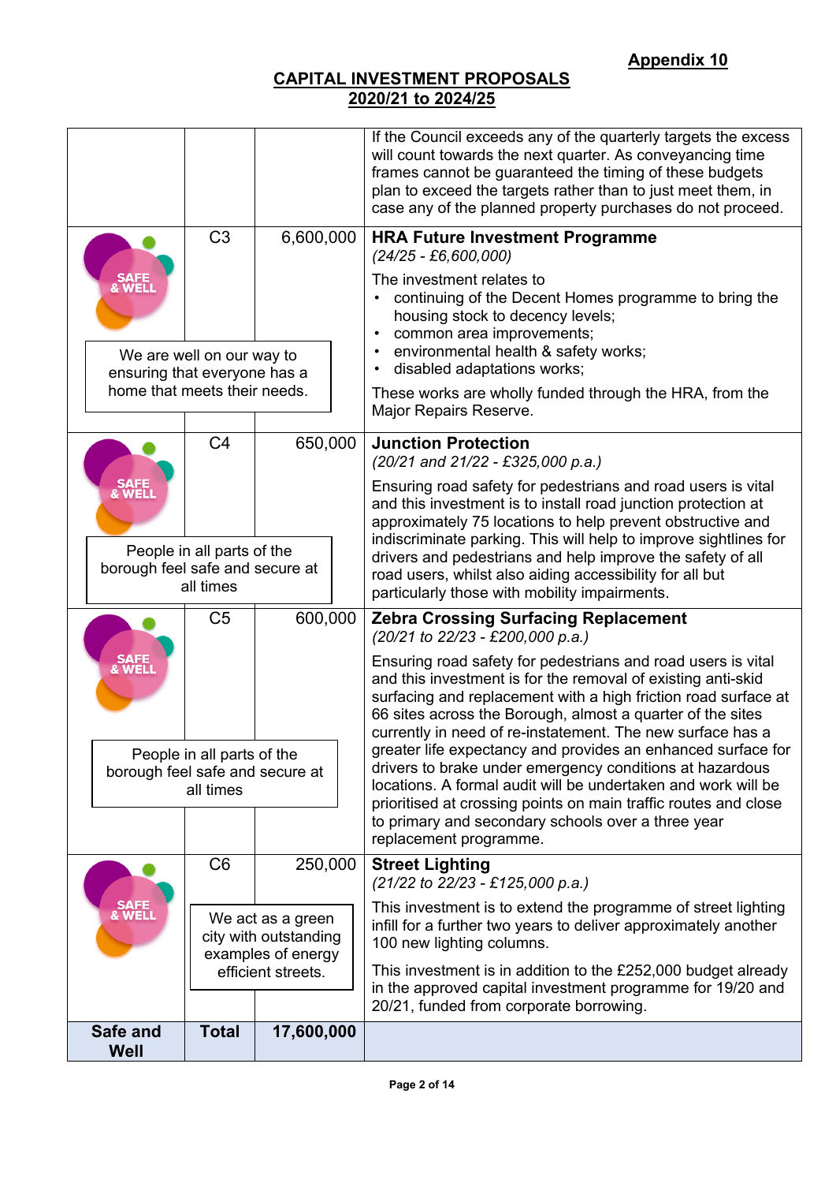**Appendix 10**

**CAPITAL INVESTMENT PROPOSALS**
**2020/21 to 2024/25**

| | | | |
|---|---|---|---|
| | | | If the Council exceeds any of the quarterly targets the excess will count towards the next quarter. As conveyancing time frames cannot be guaranteed the timing of these budgets plan to exceed the targets rather than to just meet them, in case any of the planned property purchases do not proceed. |
| SAFE & WELL<br><br>We are well on our way to ensuring that everyone has a home that meets their needs. | C3 | 6,600,000 | **HRA Future Investment Programme**<br>*(24/25 - £6,600,000)*<br><br>The investment relates to<br>• continuing of the Decent Homes programme to bring the housing stock to decency levels;<br>• common area improvements;<br>• environmental health & safety works;<br>• disabled adaptations works;<br><br>These works are wholly funded through the HRA, from the Major Repairs Reserve. |
| SAFE & WELL<br><br>People in all parts of the borough feel safe and secure at all times | C4 | 650,000 | **Junction Protection**<br>*(20/21 and 21/22 - £325,000 p.a.)*<br><br>Ensuring road safety for pedestrians and road users is vital and this investment is to install road junction protection at approximately 75 locations to help prevent obstructive and indiscriminate parking. This will help to improve sightlines for drivers and pedestrians and help improve the safety of all road users, whilst also aiding accessibility for all but particularly those with mobility impairments. |
| SAFE & WELL<br><br>People in all parts of the borough feel safe and secure at all times | C5 | 600,000 | **Zebra Crossing Surfacing Replacement**<br>*(20/21 to 22/23 - £200,000 p.a.)*<br><br>Ensuring road safety for pedestrians and road users is vital and this investment is for the removal of existing anti-skid surfacing and replacement with a high friction road surface at 66 sites across the Borough, almost a quarter of the sites currently in need of re-instatement. The new surface has a greater life expectancy and provides an enhanced surface for drivers to brake under emergency conditions at hazardous locations. A formal audit will be undertaken and work will be prioritised at crossing points on main traffic routes and close to primary and secondary schools over a three year replacement programme. |
| SAFE & WELL | C6<br><br>We act as a green city with outstanding examples of energy efficient streets. | 250,000 | **Street Lighting**<br>*(21/22 to 22/23 - £125,000 p.a.)*<br><br>This investment is to extend the programme of street lighting infill for a further two years to deliver approximately another 100 new lighting columns.<br><br>This investment is in addition to the £252,000 budget already in the approved capital investment programme for 19/20 and 20/21, funded from corporate borrowing. |
| **Safe and Well** | **Total** | **17,600,000** | |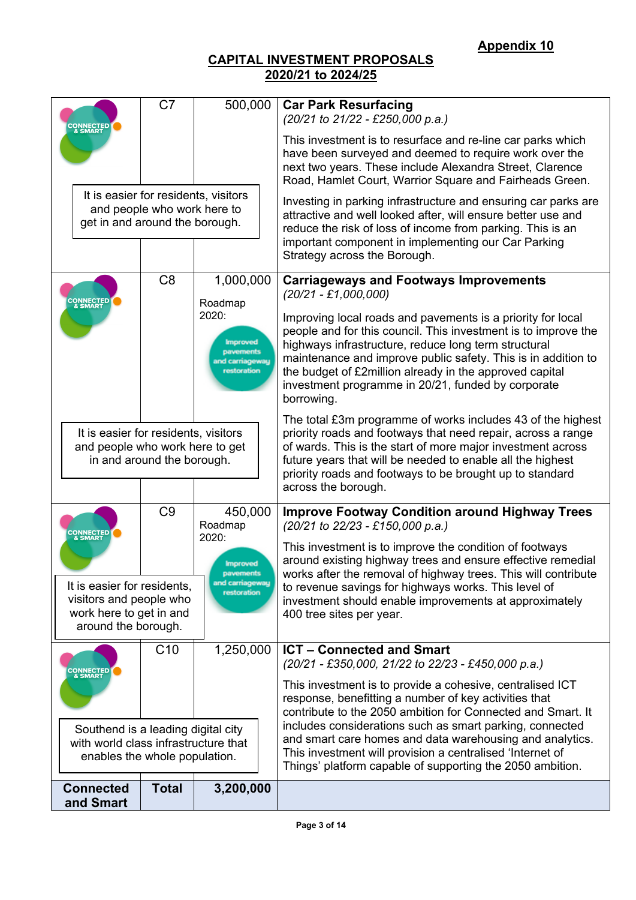**Appendix 10**

**CAPITAL INVESTMENT PROPOSALS**
**2020/21 to 2024/25**

| | | | |
|---|---|---|---|
| CONNECTED & SMART<br><br>It is easier for residents, visitors and people who work here to get in and around the borough. | C7 | 500,000 | **Car Park Resurfacing**<br>*(20/21 to 21/22 - £250,000 p.a.)*<br><br>This investment is to resurface and re-line car parks which have been surveyed and deemed to require work over the next two years. These include Alexandra Street, Clarence Road, Hamlet Court, Warrior Square and Fairheads Green.<br><br>Investing in parking infrastructure and ensuring car parks are attractive and well looked after, will ensure better use and reduce the risk of loss of income from parking. This is an important component in implementing our Car Parking Strategy across the Borough. |
| CONNECTED & SMART<br><br>It is easier for residents, visitors and people who work here to get in and around the borough. | C8 | 1,000,000<br><br>Roadmap 2020:<br>Improved pavements and carriageway restoration | **Carriageways and Footways Improvements**<br>*(20/21 - £1,000,000)*<br><br>Improving local roads and pavements is a priority for local people and for this council. This investment is to improve the highways infrastructure, reduce long term structural maintenance and improve public safety. This is in addition to the budget of £2million already in the approved capital investment programme in 20/21, funded by corporate borrowing.<br><br>The total £3m programme of works includes 43 of the highest priority roads and footways that need repair, across a range of wards. This is the start of more major investment across future years that will be needed to enable all the highest priority roads and footways to be brought up to standard across the borough. |
| CONNECTED & SMART<br><br>It is easier for residents, visitors and people who work here to get in and around the borough. | C9 | 450,000<br>Roadmap 2020:<br>Improved pavements and carriageway restoration | **Improve Footway Condition around Highway Trees**<br>*(20/21 to 22/23 - £150,000 p.a.)*<br><br>This investment is to improve the condition of footways around existing highway trees and ensure effective remedial works after the removal of highway trees. This will contribute to revenue savings for highways works. This level of investment should enable improvements at approximately 400 tree sites per year. |
| CONNECTED & SMART<br><br>Southend is a leading digital city with world class infrastructure that enables the whole population. | C10 | 1,250,000 | **ICT – Connected and Smart**<br>*(20/21 - £350,000, 21/22 to 22/23 - £450,000 p.a.)*<br><br>This investment is to provide a cohesive, centralised ICT response, benefitting a number of key activities that contribute to the 2050 ambition for Connected and Smart. It includes considerations such as smart parking, connected and smart care homes and data warehousing and analytics. This investment will provision a centralised 'Internet of Things' platform capable of supporting the 2050 ambition. |
| **Connected and Smart** | **Total** | **3,200,000** | |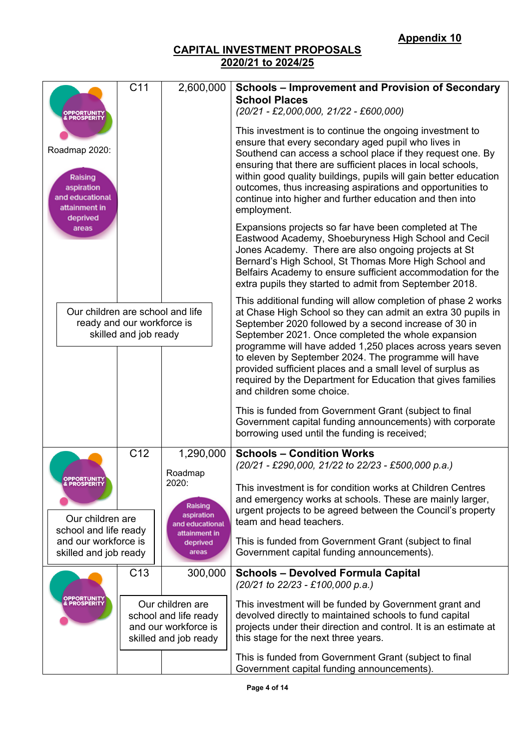**Appendix 10**

**CAPITAL INVESTMENT PROPOSALS**
**2020/21 to 2024/25**

| | Ref | Amount (£) | Details |
|---|---|---|---|
| OPPORTUNITY & PROSPERITY<br><br>Roadmap 2020:<br><br>Raising aspiration and educational attainment in deprived areas<br><br>Our children are school and life ready and our workforce is skilled and job ready | C11 | 2,600,000 | **Schools – Improvement and Provision of Secondary School Places**<br>*(20/21 - £2,000,000, 21/22 - £600,000)*<br><br>This investment is to continue the ongoing investment to ensure that every secondary aged pupil who lives in Southend can access a school place if they request one. By ensuring that there are sufficient places in local schools, within good quality buildings, pupils will gain better education outcomes, thus increasing aspirations and opportunities to continue into higher and further education and then into employment.<br><br>Expansions projects so far have been completed at The Eastwood Academy, Shoeburyness High School and Cecil Jones Academy. There are also ongoing projects at St Bernard's High School, St Thomas More High School and Belfairs Academy to ensure sufficient accommodation for the extra pupils they started to admit from September 2018.<br><br>This additional funding will allow completion of phase 2 works at Chase High School so they can admit an extra 30 pupils in September 2020 followed by a second increase of 30 in September 2021. Once completed the whole expansion programme will have added 1,250 places across years seven to eleven by September 2024. The programme will have provided sufficient places and a small level of surplus as required by the Department for Education that gives families and children some choice.<br><br>This is funded from Government Grant (subject to final Government capital funding announcements) with corporate borrowing used until the funding is received; |
| OPPORTUNITY & PROSPERITY<br><br>Our children are school and life ready and our workforce is skilled and job ready | C12 | 1,290,000<br><br>Roadmap 2020:<br><br>Raising aspiration and educational attainment in deprived areas | **Schools – Condition Works**<br>*(20/21 - £290,000, 21/22 to 22/23 - £500,000 p.a.)*<br><br>This investment is for condition works at Children Centres and emergency works at schools. These are mainly larger, urgent projects to be agreed between the Council's property team and head teachers.<br><br>This is funded from Government Grant (subject to final Government capital funding announcements). |
| OPPORTUNITY & PROSPERITY | C13<br><br>Our children are school and life ready and our workforce is skilled and job ready | 300,000 | **Schools – Devolved Formula Capital**<br>*(20/21 to 22/23 - £100,000 p.a.)*<br><br>This investment will be funded by Government grant and devolved directly to maintained schools to fund capital projects under their direction and control. It is an estimate at this stage for the next three years.<br><br>This is funded from Government Grant (subject to final Government capital funding announcements). |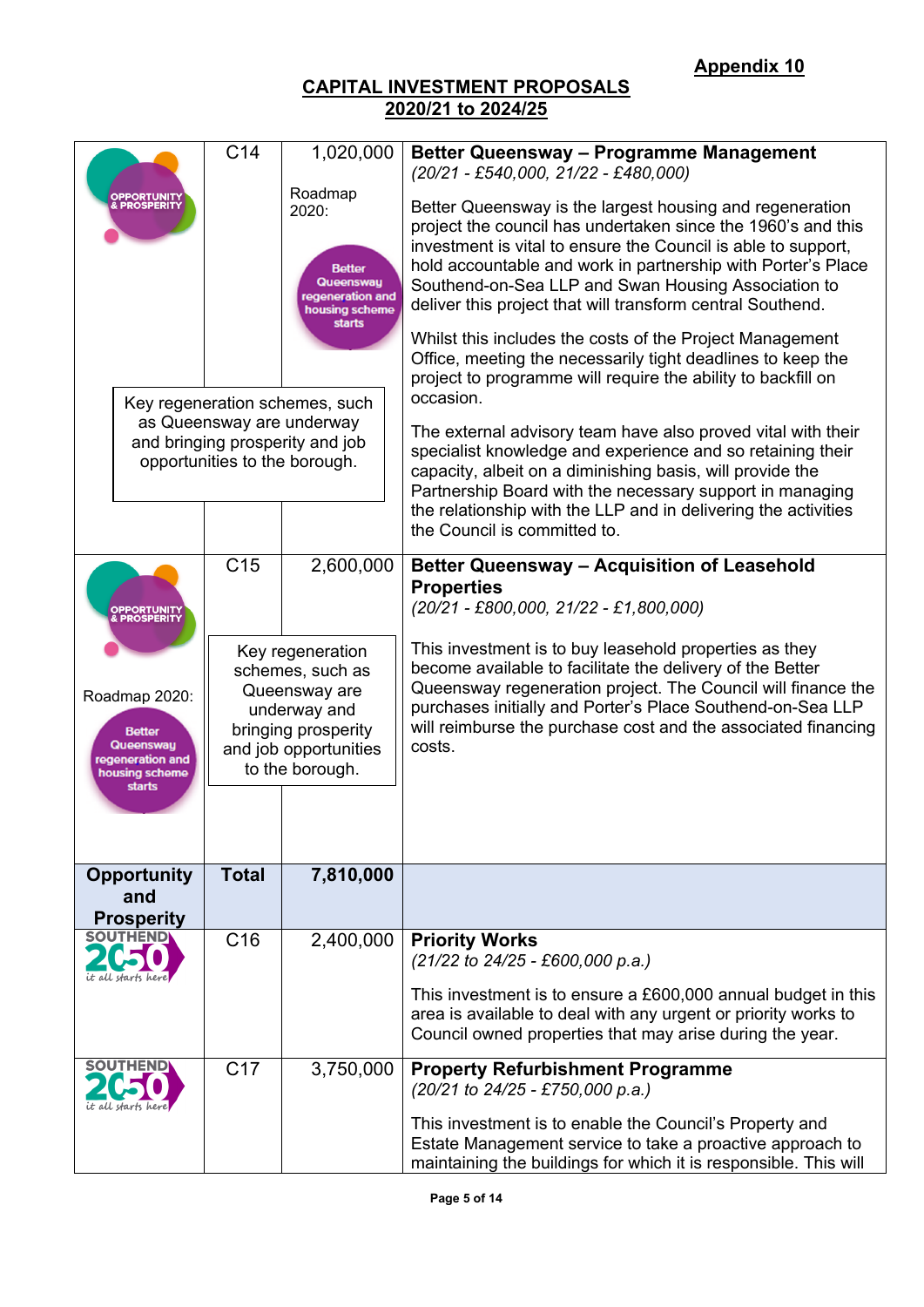**Appendix 10**

## CAPITAL INVESTMENT PROPOSALS
## 2020/21 to 2024/25

| | | | |
|---|---|---|---|
| OPPORTUNITY & PROSPERITY<br><br>Key regeneration schemes, such as Queensway are underway and bringing prosperity and job opportunities to the borough. | C14 | 1,020,000<br><br>Roadmap 2020:<br><br>Better Queensway regeneration and housing scheme starts | **Better Queensway – Programme Management**<br>*(20/21 - £540,000, 21/22 - £480,000)*<br><br>Better Queensway is the largest housing and regeneration project the council has undertaken since the 1960's and this investment is vital to ensure the Council is able to support, hold accountable and work in partnership with Porter's Place Southend-on-Sea LLP and Swan Housing Association to deliver this project that will transform central Southend.<br><br>Whilst this includes the costs of the Project Management Office, meeting the necessarily tight deadlines to keep the project to programme will require the ability to backfill on occasion.<br><br>The external advisory team have also proved vital with their specialist knowledge and experience and so retaining their capacity, albeit on a diminishing basis, will provide the Partnership Board with the necessary support in managing the relationship with the LLP and in delivering the activities the Council is committed to. |
| OPPORTUNITY & PROSPERITY<br><br>Roadmap 2020:<br><br>Better Queensway regeneration and housing scheme starts | C15 | 2,600,000<br><br>Key regeneration schemes, such as Queensway are underway and bringing prosperity and job opportunities to the borough. | **Better Queensway – Acquisition of Leasehold Properties**<br>*(20/21 - £800,000, 21/22 - £1,800,000)*<br><br>This investment is to buy leasehold properties as they become available to facilitate the delivery of the Better Queensway regeneration project. The Council will finance the purchases initially and Porter's Place Southend-on-Sea LLP will reimburse the purchase cost and the associated financing costs. |
| **Opportunity and Prosperity** | **Total** | **7,810,000** | |
| SOUTHEND 2050 it all starts here | C16 | 2,400,000 | **Priority Works**<br>*(21/22 to 24/25 - £600,000 p.a.)*<br><br>This investment is to ensure a £600,000 annual budget in this area is available to deal with any urgent or priority works to Council owned properties that may arise during the year. |
| SOUTHEND 2050 it all starts here | C17 | 3,750,000 | **Property Refurbishment Programme**<br>*(20/21 to 24/25 - £750,000 p.a.)*<br><br>This investment is to enable the Council's Property and Estate Management service to take a proactive approach to maintaining the buildings for which it is responsible. This will |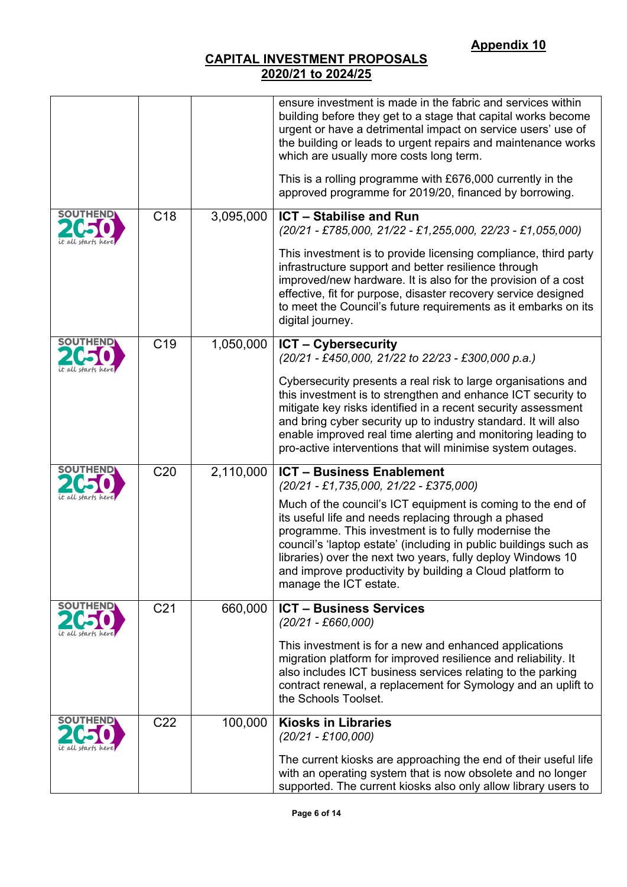**Appendix 10**

**CAPITAL INVESTMENT PROPOSALS**
**2020/21 to 2024/25**

| | | | |
|---|---|---|---|
| | | | ensure investment is made in the fabric and services within building before they get to a stage that capital works become urgent or have a detrimental impact on service users' use of the building or leads to urgent repairs and maintenance works which are usually more costs long term.<br><br>This is a rolling programme with £676,000 currently in the approved programme for 2019/20, financed by borrowing. |
| SOUTHEND 2050 it all starts here | C18 | 3,095,000 | **ICT – Stabilise and Run**<br>*(20/21 - £785,000, 21/22 - £1,255,000, 22/23 - £1,055,000)*<br><br>This investment is to provide licensing compliance, third party infrastructure support and better resilience through improved/new hardware. It is also for the provision of a cost effective, fit for purpose, disaster recovery service designed to meet the Council's future requirements as it embarks on its digital journey. |
| SOUTHEND 2050 it all starts here | C19 | 1,050,000 | **ICT – Cybersecurity**<br>*(20/21 - £450,000, 21/22 to 22/23 - £300,000 p.a.)*<br><br>Cybersecurity presents a real risk to large organisations and this investment is to strengthen and enhance ICT security to mitigate key risks identified in a recent security assessment and bring cyber security up to industry standard. It will also enable improved real time alerting and monitoring leading to pro-active interventions that will minimise system outages. |
| SOUTHEND 2050 it all starts here | C20 | 2,110,000 | **ICT – Business Enablement**<br>*(20/21 - £1,735,000, 21/22 - £375,000)*<br><br>Much of the council's ICT equipment is coming to the end of its useful life and needs replacing through a phased programme. This investment is to fully modernise the council's 'laptop estate' (including in public buildings such as libraries) over the next two years, fully deploy Windows 10 and improve productivity by building a Cloud platform to manage the ICT estate. |
| SOUTHEND 2050 it all starts here | C21 | 660,000 | **ICT – Business Services**<br>*(20/21 - £660,000)*<br><br>This investment is for a new and enhanced applications migration platform for improved resilience and reliability. It also includes ICT business services relating to the parking contract renewal, a replacement for Symology and an uplift to the Schools Toolset. |
| SOUTHEND 2050 it all starts here | C22 | 100,000 | **Kiosks in Libraries**<br>*(20/21 - £100,000)*<br><br>The current kiosks are approaching the end of their useful life with an operating system that is now obsolete and no longer supported. The current kiosks also only allow library users to |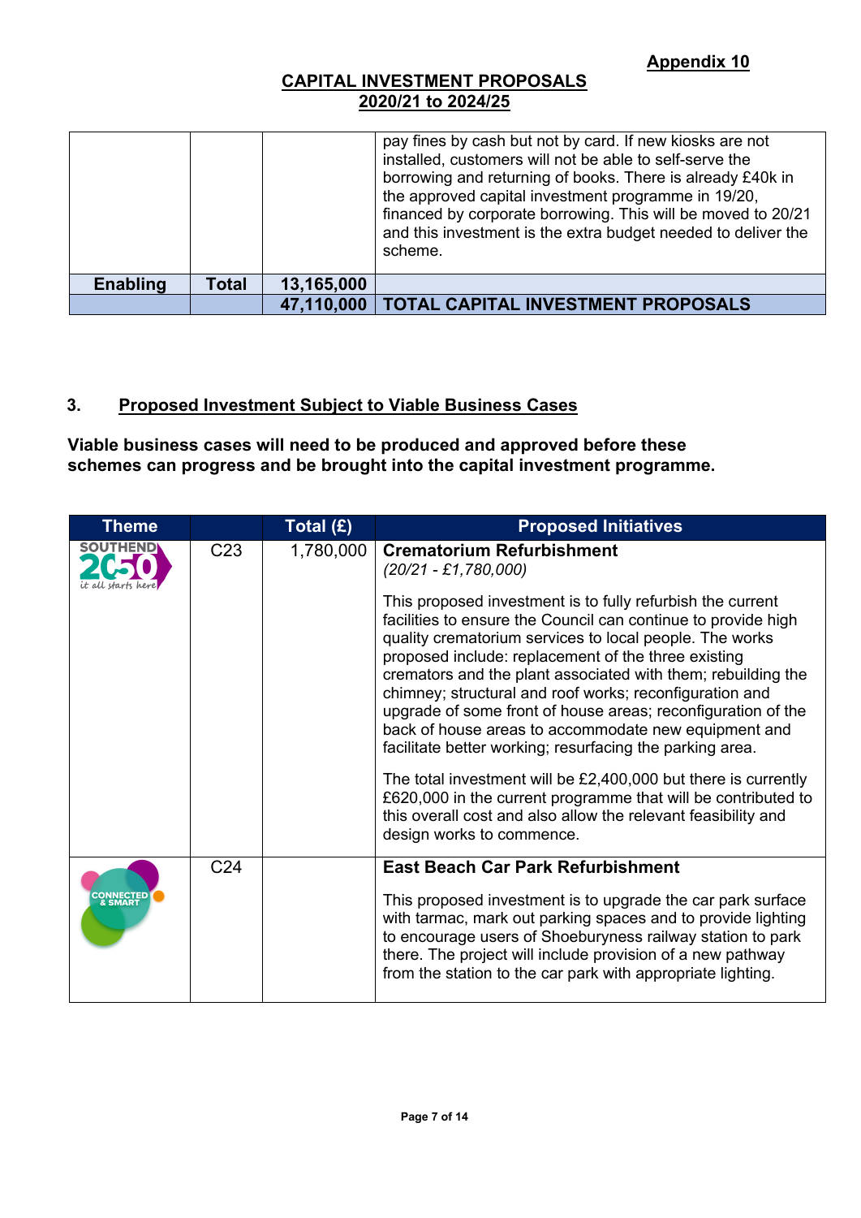**Appendix 10**

**CAPITAL INVESTMENT PROPOSALS**
**2020/21 to 2024/25**

| | | | |
|---|---|---|---|
| | | | pay fines by cash but not by card. If new kiosks are not installed, customers will not be able to self-serve the borrowing and returning of books. There is already £40k in the approved capital investment programme in 19/20, financed by corporate borrowing. This will be moved to 20/21 and this investment is the extra budget needed to deliver the scheme. |
| **Enabling** | **Total** | **13,165,000** | |
| | | **47,110,000** | **TOTAL CAPITAL INVESTMENT PROPOSALS** |

## 3. Proposed Investment Subject to Viable Business Cases

**Viable business cases will need to be produced and approved before these schemes can progress and be brought into the capital investment programme.**

| Theme | | Total (£) | Proposed Initiatives |
|---|---|---|---|
| SOUTHEND 2050 it all starts here | C23 | 1,780,000 | **Crematorium Refurbishment**<br>*(20/21 - £1,780,000)*<br><br>This proposed investment is to fully refurbish the current facilities to ensure the Council can continue to provide high quality crematorium services to local people. The works proposed include: replacement of the three existing cremators and the plant associated with them; rebuilding the chimney; structural and roof works; reconfiguration and upgrade of some front of house areas; reconfiguration of the back of house areas to accommodate new equipment and facilitate better working; resurfacing the parking area.<br><br>The total investment will be £2,400,000 but there is currently £620,000 in the current programme that will be contributed to this overall cost and also allow the relevant feasibility and design works to commence. |
| CONNECTED & SMART | C24 | | **East Beach Car Park Refurbishment**<br><br>This proposed investment is to upgrade the car park surface with tarmac, mark out parking spaces and to provide lighting to encourage users of Shoeburyness railway station to park there. The project will include provision of a new pathway from the station to the car park with appropriate lighting. |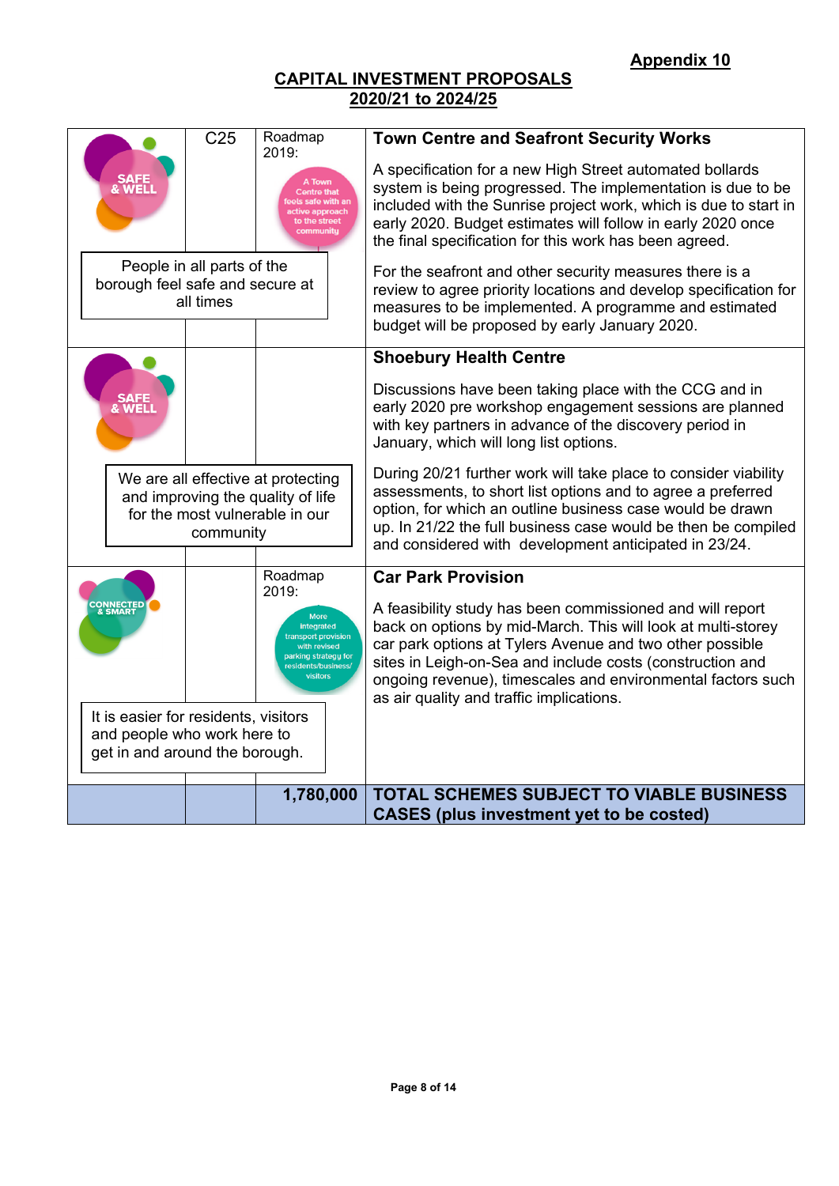**Appendix 10**

## CAPITAL INVESTMENT PROPOSALS
## 2020/21 to 2024/25

| | | | |
|---|---|---|---|
| SAFE & WELL<br>People in all parts of the borough feel safe and secure at all times | C25 | Roadmap 2019:<br>A Town Centre that feels safe with an active approach to the street community | **Town Centre and Seafront Security Works**<br><br>A specification for a new High Street automated bollards system is being progressed. The implementation is due to be included with the Sunrise project work, which is due to start in early 2020. Budget estimates will follow in early 2020 once the final specification for this work has been agreed.<br><br>For the seafront and other security measures there is a review to agree priority locations and develop specification for measures to be implemented. A programme and estimated budget will be proposed by early January 2020. |
| SAFE & WELL<br>We are all effective at protecting and improving the quality of life for the most vulnerable in our community | | | **Shoebury Health Centre**<br><br>Discussions have been taking place with the CCG and in early 2020 pre workshop engagement sessions are planned with key partners in advance of the discovery period in January, which will long list options.<br><br>During 20/21 further work will take place to consider viability assessments, to short list options and to agree a preferred option, for which an outline business case would be drawn up. In 21/22 the full business case would be then be compiled and considered with development anticipated in 23/24. |
| CONNECTED & SMART<br>It is easier for residents, visitors and people who work here to get in and around the borough. | | Roadmap 2019:<br>More integrated transport provision with revised parking strategy for residents/business/visitors | **Car Park Provision**<br><br>A feasibility study has been commissioned and will report back on options by mid-March. This will look at multi-storey car park options at Tylers Avenue and two other possible sites in Leigh-on-Sea and include costs (construction and ongoing revenue), timescales and environmental factors such as air quality and traffic implications. |
| | | **1,780,000** | **TOTAL SCHEMES SUBJECT TO VIABLE BUSINESS CASES (plus investment yet to be costed)** |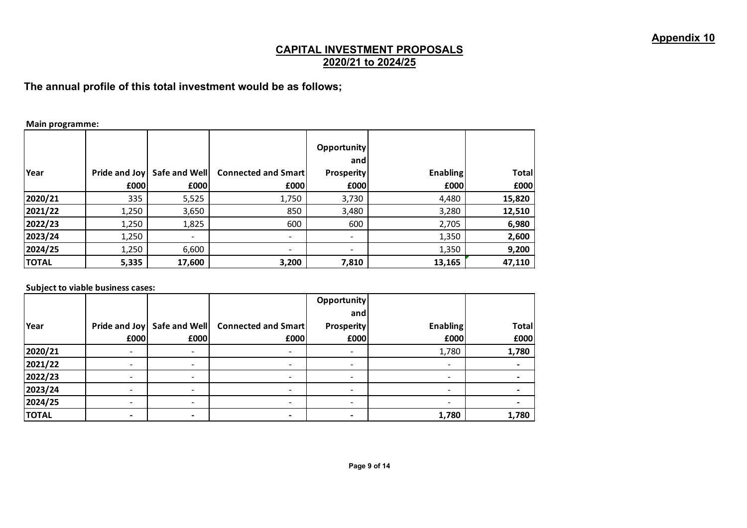**Appendix 10**

## CAPITAL INVESTMENT PROPOSALS
## 2020/21 to 2024/25

### The annual profile of this total investment would be as follows;

**Main programme:**

| Year | Pride and Joy £000 | Safe and Well £000 | Connected and Smart £000 | Opportunity and Prosperity £000 | Enabling £000 | Total £000 |
|---|---|---|---|---|---|---|
| 2020/21 | 335 | 5,525 | 1,750 | 3,730 | 4,480 | **15,820** |
| 2021/22 | 1,250 | 3,650 | 850 | 3,480 | 3,280 | **12,510** |
| 2022/23 | 1,250 | 1,825 | 600 | 600 | 2,705 | **6,980** |
| 2023/24 | 1,250 | - | - | - | 1,350 | **2,600** |
| 2024/25 | 1,250 | 6,600 | - | - | 1,350 | **9,200** |
| **TOTAL** | **5,335** | **17,600** | **3,200** | **7,810** | **13,165** | **47,110** |

**Subject to viable business cases:**

| Year | Pride and Joy £000 | Safe and Well £000 | Connected and Smart £000 | Opportunity and Prosperity £000 | Enabling £000 | Total £000 |
|---|---|---|---|---|---|---|
| 2020/21 | - | - | - | - | 1,780 | **1,780** |
| 2021/22 | - | - | - | - | - | **-** |
| 2022/23 | - | - | - | - | - | **-** |
| 2023/24 | - | - | - | - | - | **-** |
| 2024/25 | - | - | - | - | - | **-** |
| **TOTAL** | **-** | **-** | **-** | **-** | **1,780** | **1,780** |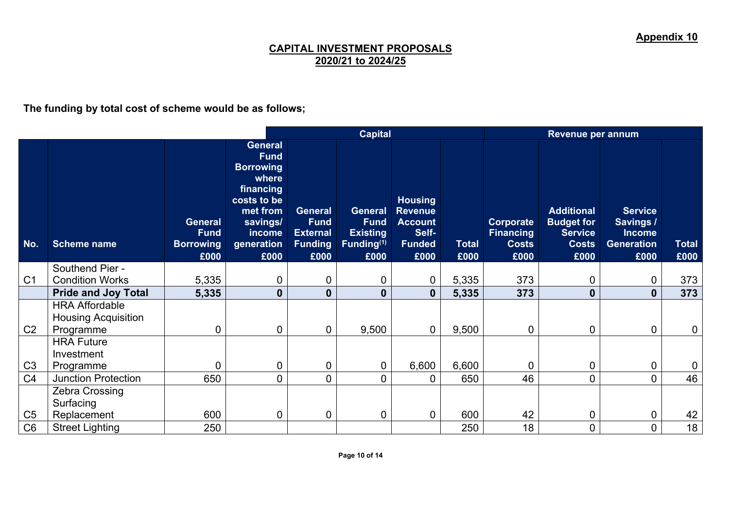**Appendix 10**

## CAPITAL INVESTMENT PROPOSALS
## 2020/21 to 2024/25

**The funding by total cost of scheme would be as follows;**

| | | Capital | | | | | | Revenue per annum | | | |
|---|---|---|---|---|---|---|---|---|---|---|---|
| **No.** | **Scheme name** | **General Fund Borrowing £000** | **General Fund Borrowing where financing costs to be met from savings/ income generation £000** | **General Fund External Funding £000** | **General Fund Existing Funding[(1)] £000** | **Housing Revenue Account Self-Funded £000** | **Total £000** | **Corporate Financing Costs £000** | **Additional Budget for Service Costs £000** | **Service Savings / Income Generation £000** | **Total £000** |
| C1 | Southend Pier - Condition Works | 5,335 | 0 | 0 | 0 | 0 | 5,335 | 373 | 0 | 0 | 373 |
| | **Pride and Joy Total** | **5,335** | **0** | **0** | **0** | **0** | **5,335** | **373** | **0** | **0** | **373** |
| C2 | HRA Affordable Housing Acquisition Programme | 0 | 0 | 0 | 9,500 | 0 | 9,500 | 0 | 0 | 0 | 0 |
| C3 | HRA Future Investment Programme | 0 | 0 | 0 | 0 | 6,600 | 6,600 | 0 | 0 | 0 | 0 |
| C4 | Junction Protection | 650 | 0 | 0 | 0 | 0 | 650 | 46 | 0 | 0 | 46 |
| C5 | Zebra Crossing Surfacing Replacement | 600 | 0 | 0 | 0 | 0 | 600 | 42 | 0 | 0 | 42 |
| C6 | Street Lighting | 250 | | | | | 250 | 18 | 0 | 0 | 18 |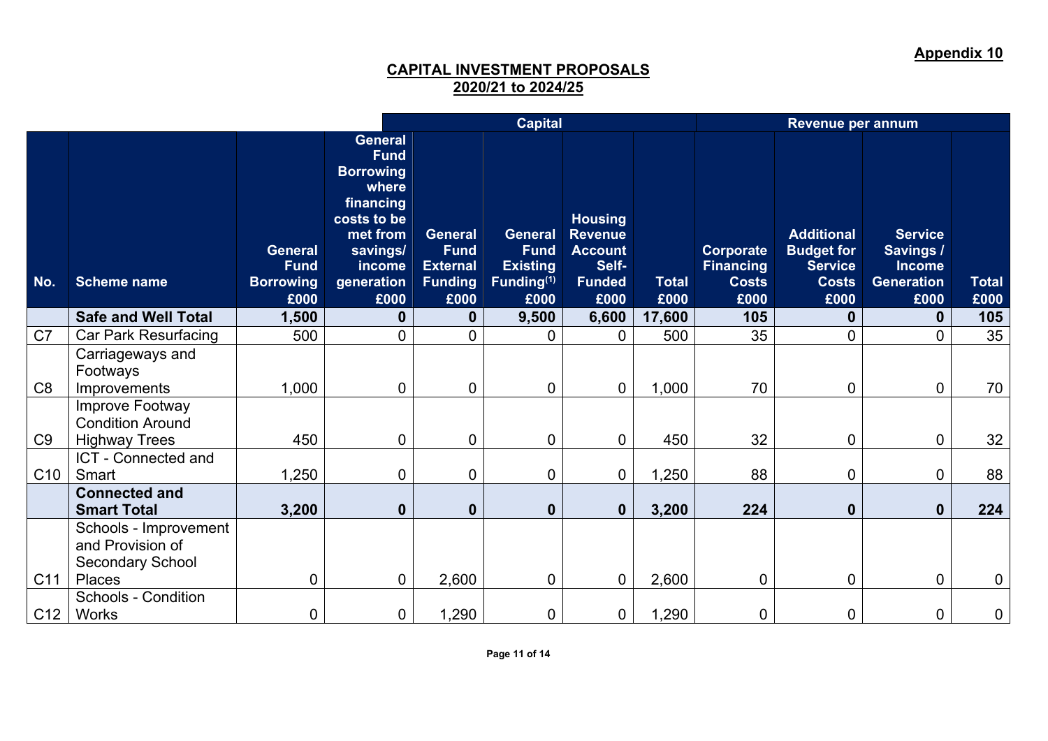**Appendix 10**

**CAPITAL INVESTMENT PROPOSALS**
**2020/21 to 2024/25**

| | | Capital | | | | | | Revenue per annum | | | |
|---|---|---|---|---|---|---|---|---|---|---|---|
| **No.** | **Scheme name** | **General Fund Borrowing £000** | **General Fund Borrowing where financing costs to be met from savings/ income generation £000** | **General Fund External Funding £000** | **General Fund Existing Funding[1] £000** | **Housing Revenue Account Self-Funded £000** | **Total £000** | **Corporate Financing Costs £000** | **Additional Budget for Service Costs £000** | **Service Savings / Income Generation £000** | **Total £000** |
| | **Safe and Well Total** | **1,500** | **0** | **0** | **9,500** | **6,600** | **17,600** | **105** | **0** | **0** | **105** |
| C7 | Car Park Resurfacing | 500 | 0 | 0 | 0 | 0 | 500 | 35 | 0 | 0 | 35 |
| C8 | Carriageways and Footways Improvements | 1,000 | 0 | 0 | 0 | 0 | 1,000 | 70 | 0 | 0 | 70 |
| C9 | Improve Footway Condition Around Highway Trees | 450 | 0 | 0 | 0 | 0 | 450 | 32 | 0 | 0 | 32 |
| C10 | ICT - Connected and Smart | 1,250 | 0 | 0 | 0 | 0 | 1,250 | 88 | 0 | 0 | 88 |
| | **Connected and Smart Total** | **3,200** | **0** | **0** | **0** | **0** | **3,200** | **224** | **0** | **0** | **224** |
| C11 | Schools - Improvement and Provision of Secondary School Places | 0 | 0 | 2,600 | 0 | 0 | 2,600 | 0 | 0 | 0 | 0 |
| C12 | Schools - Condition Works | 0 | 0 | 1,290 | 0 | 0 | 1,290 | 0 | 0 | 0 | 0 |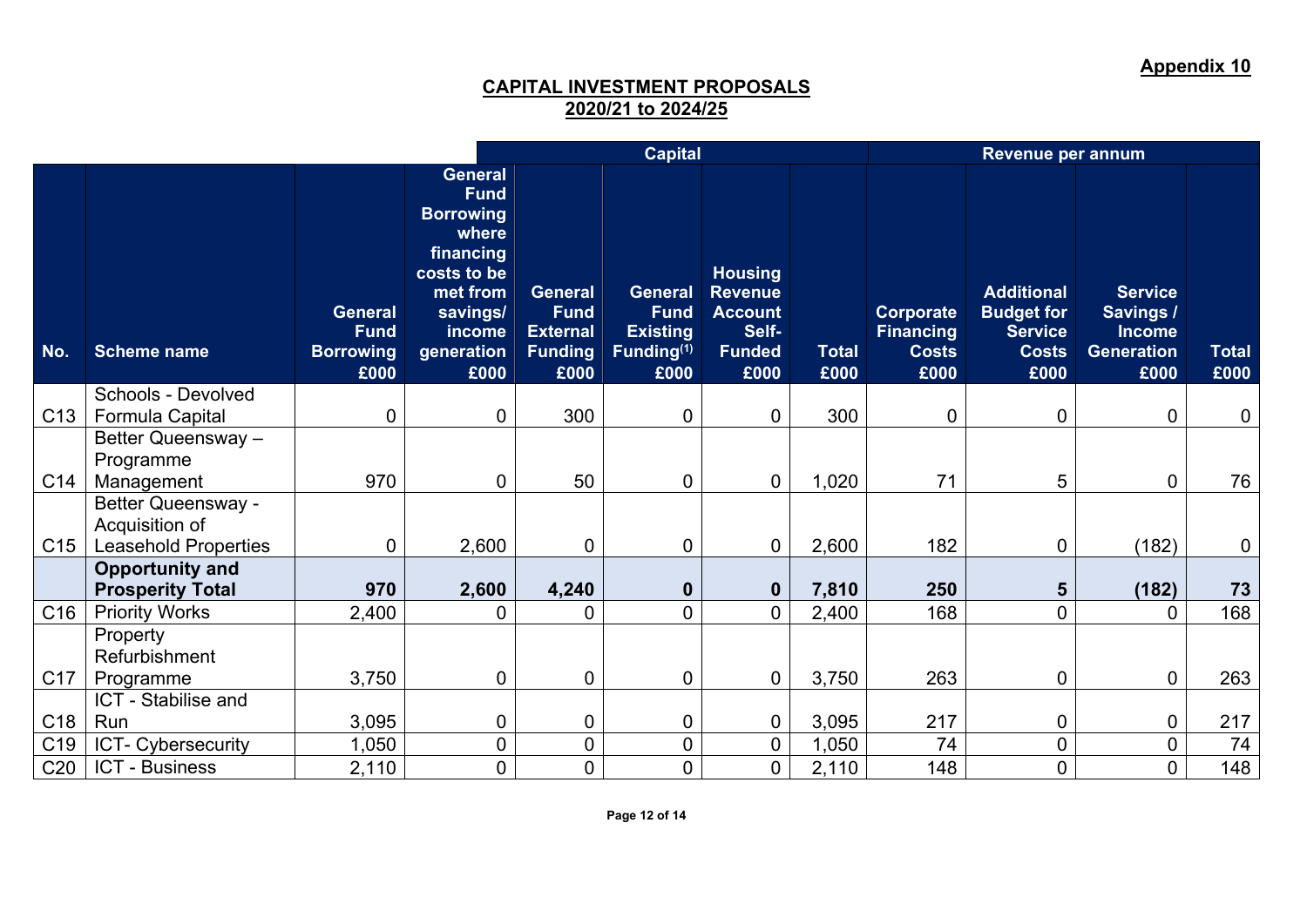**Appendix 10**

**CAPITAL INVESTMENT PROPOSALS**
**2020/21 to 2024/25**

| | | Capital | | | | | | Revenue per annum | | | |
|---|---|---|---|---|---|---|---|---|---|---|---|
| **No.** | **Scheme name** | **General Fund Borrowing £000** | **General Fund Borrowing where financing costs to be met from savings/ income generation £000** | **General Fund External Funding £000** | **General Fund Existing Funding[(1)] £000** | **Housing Revenue Account Self-Funded £000** | **Total £000** | **Corporate Financing Costs £000** | **Additional Budget for Service Costs £000** | **Service Savings / Income Generation £000** | **Total £000** |
| C13 | Schools - Devolved Formula Capital | 0 | 0 | 300 | 0 | 0 | 300 | 0 | 0 | 0 | 0 |
| C14 | Better Queensway – Programme Management | 970 | 0 | 50 | 0 | 0 | 1,020 | 71 | 5 | 0 | 76 |
| C15 | Better Queensway - Acquisition of Leasehold Properties | 0 | 2,600 | 0 | 0 | 0 | 2,600 | 182 | 0 | (182) | 0 |
| | **Opportunity and Prosperity Total** | **970** | **2,600** | **4,240** | **0** | **0** | **7,810** | **250** | **5** | **(182)** | **73** |
| C16 | Priority Works | 2,400 | 0 | 0 | 0 | 0 | 2,400 | 168 | 0 | 0 | 168 |
| C17 | Property Refurbishment Programme | 3,750 | 0 | 0 | 0 | 0 | 3,750 | 263 | 0 | 0 | 263 |
| C18 | ICT - Stabilise and Run | 3,095 | 0 | 0 | 0 | 0 | 3,095 | 217 | 0 | 0 | 217 |
| C19 | ICT- Cybersecurity | 1,050 | 0 | 0 | 0 | 0 | 1,050 | 74 | 0 | 0 | 74 |
| C20 | ICT - Business | 2,110 | 0 | 0 | 0 | 0 | 2,110 | 148 | 0 | 0 | 148 |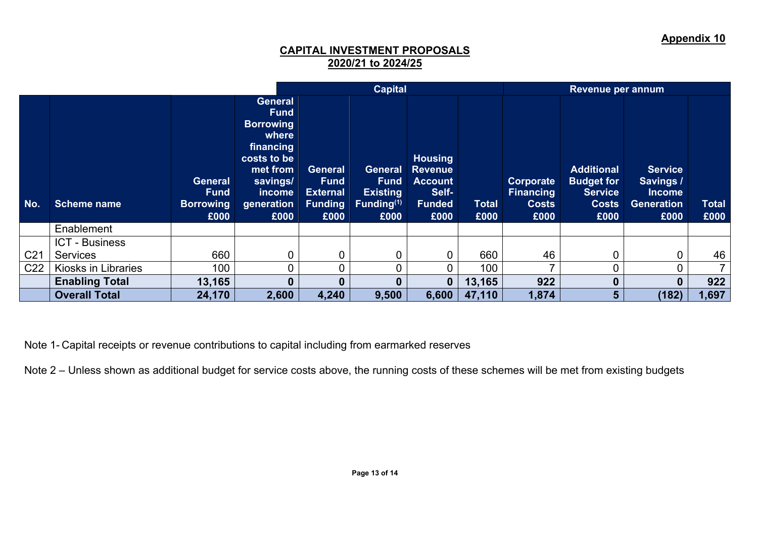**Appendix 10**

**CAPITAL INVESTMENT PROPOSALS**
**2020/21 to 2024/25**

| | | | | Capital | | | | Revenue per annum | | | |
|---|---|---|---|---|---|---|---|---|---|---|---|
| **No.** | **Scheme name** | **General Fund Borrowing £000** | **General Fund Borrowing where financing costs to be met from savings/ income generation £000** | **General Fund External Funding £000** | **General Fund Existing Funding(1) £000** | **Housing Revenue Account Self-Funded £000** | **Total £000** | **Corporate Financing Costs £000** | **Additional Budget for Service Costs £000** | **Service Savings / Income Generation £000** | **Total £000** |
| | Enablement | | | | | | | | | | |
| C21 | ICT - Business Services | 660 | 0 | 0 | 0 | 0 | 660 | 46 | 0 | 0 | 46 |
| C22 | Kiosks in Libraries | 100 | 0 | 0 | 0 | 0 | 100 | 7 | 0 | 0 | 7 |
| | **Enabling Total** | **13,165** | **0** | **0** | **0** | **0** | **13,165** | **922** | **0** | **0** | **922** |
| | **Overall Total** | **24,170** | **2,600** | **4,240** | **9,500** | **6,600** | **47,110** | **1,874** | **5** | **(182)** | **1,697** |

Note 1- Capital receipts or revenue contributions to capital including from earmarked reserves

Note 2 – Unless shown as additional budget for service costs above, the running costs of these schemes will be met from existing budgets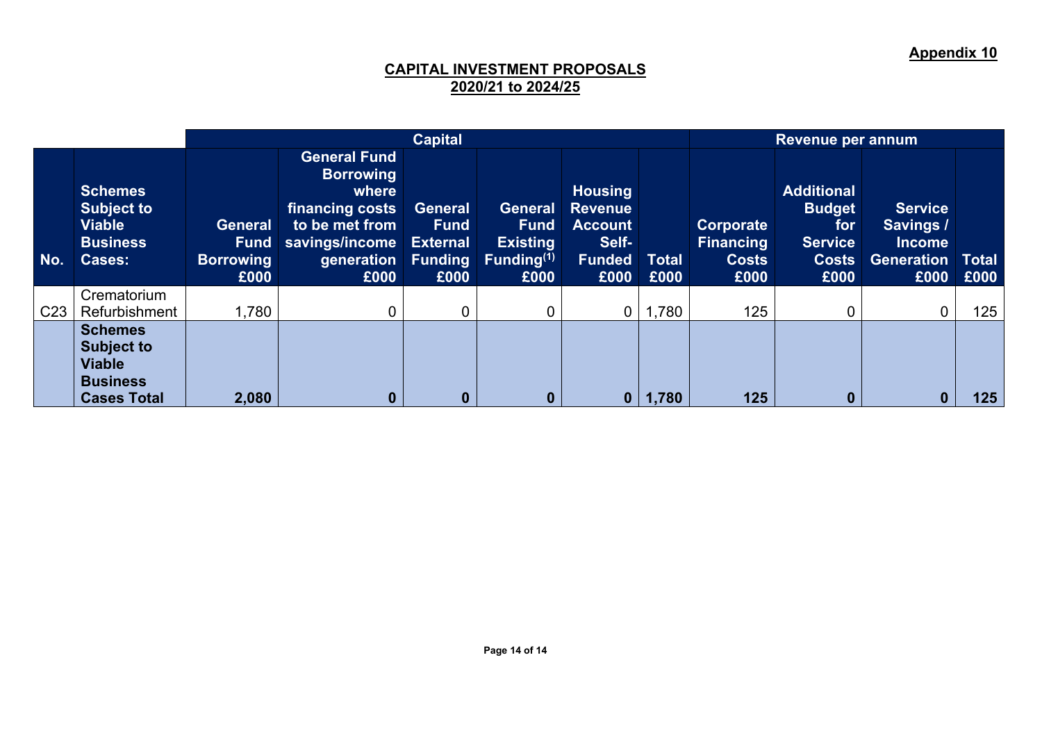**Appendix 10**

**CAPITAL INVESTMENT PROPOSALS**
**2020/21 to 2024/25**

| | | Capital | | | | | | Revenue per annum | | | |
|---|---|---|---|---|---|---|---|---|---|---|---|
| No. | Schemes Subject to Viable Business Cases: | General Fund Borrowing £000 | General Fund Borrowing where financing costs to be met from savings/income generation £000 | General Fund External Funding £000 | General Fund Existing Funding[(1)] £000 | Housing Revenue Account Self-Funded £000 | Total £000 | Corporate Financing Costs £000 | Additional Budget for Service Costs £000 | Service Savings / Income Generation £000 | Total £000 |
| C23 | Crematorium Refurbishment | 1,780 | 0 | 0 | 0 | 0 | 1,780 | 125 | 0 | 0 | 125 |
| | **Schemes Subject to Viable Business Cases Total** | **2,080** | **0** | **0** | **0** | **0** | **1,780** | **125** | **0** | **0** | **125** |